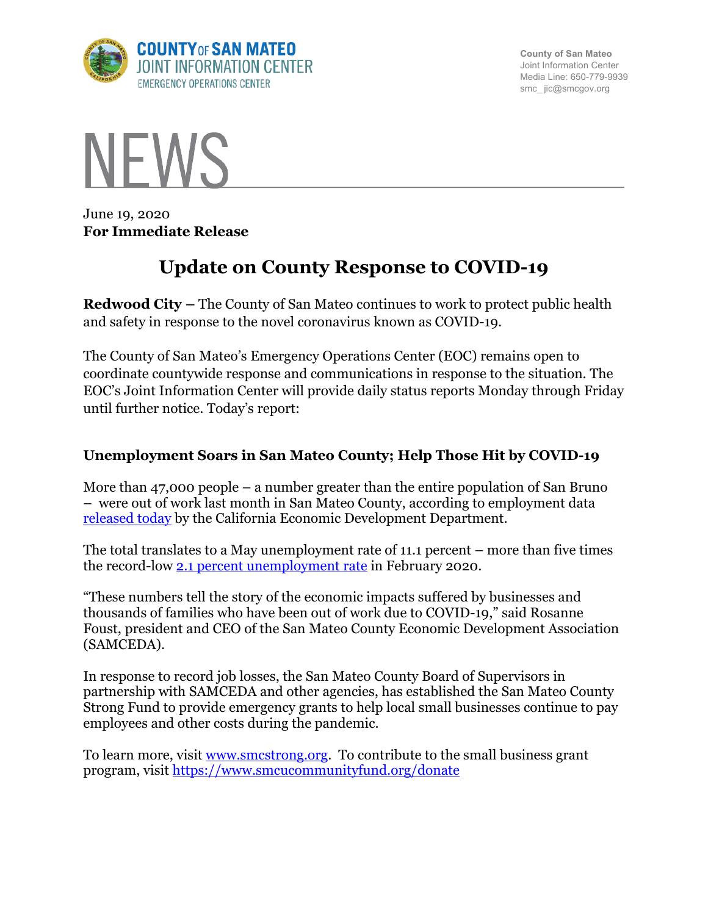COUNTY OF SAN MATEO
JOINT INFORMATION CENTER
EMERGENCY OPERATIONS CENTER

County of San Mateo
Joint Information Center
Media Line: 650-779-9939
smc_jic@smcgov.org

# NEWS

June 19, 2020
**For Immediate Release**

## Update on County Response to COVID-19

**Redwood City –** The County of San Mateo continues to work to protect public health and safety in response to the novel coronavirus known as COVID-19.

The County of San Mateo's Emergency Operations Center (EOC) remains open to coordinate countywide response and communications in response to the situation. The EOC's Joint Information Center will provide daily status reports Monday through Friday until further notice. Today's report:

### Unemployment Soars in San Mateo County; Help Those Hit by COVID-19

More than 47,000 people – a number greater than the entire population of San Bruno – were out of work last month in San Mateo County, according to employment data released today by the California Economic Development Department.

The total translates to a May unemployment rate of 11.1 percent – more than five times the record-low 2.1 percent unemployment rate in February 2020.

"These numbers tell the story of the economic impacts suffered by businesses and thousands of families who have been out of work due to COVID-19," said Rosanne Foust, president and CEO of the San Mateo County Economic Development Association (SAMCEDA).

In response to record job losses, the San Mateo County Board of Supervisors in partnership with SAMCEDA and other agencies, has established the San Mateo County Strong Fund to provide emergency grants to help local small businesses continue to pay employees and other costs during the pandemic.

To learn more, visit www.smcstrong.org. To contribute to the small business grant program, visit https://www.smcucommunityfund.org/donate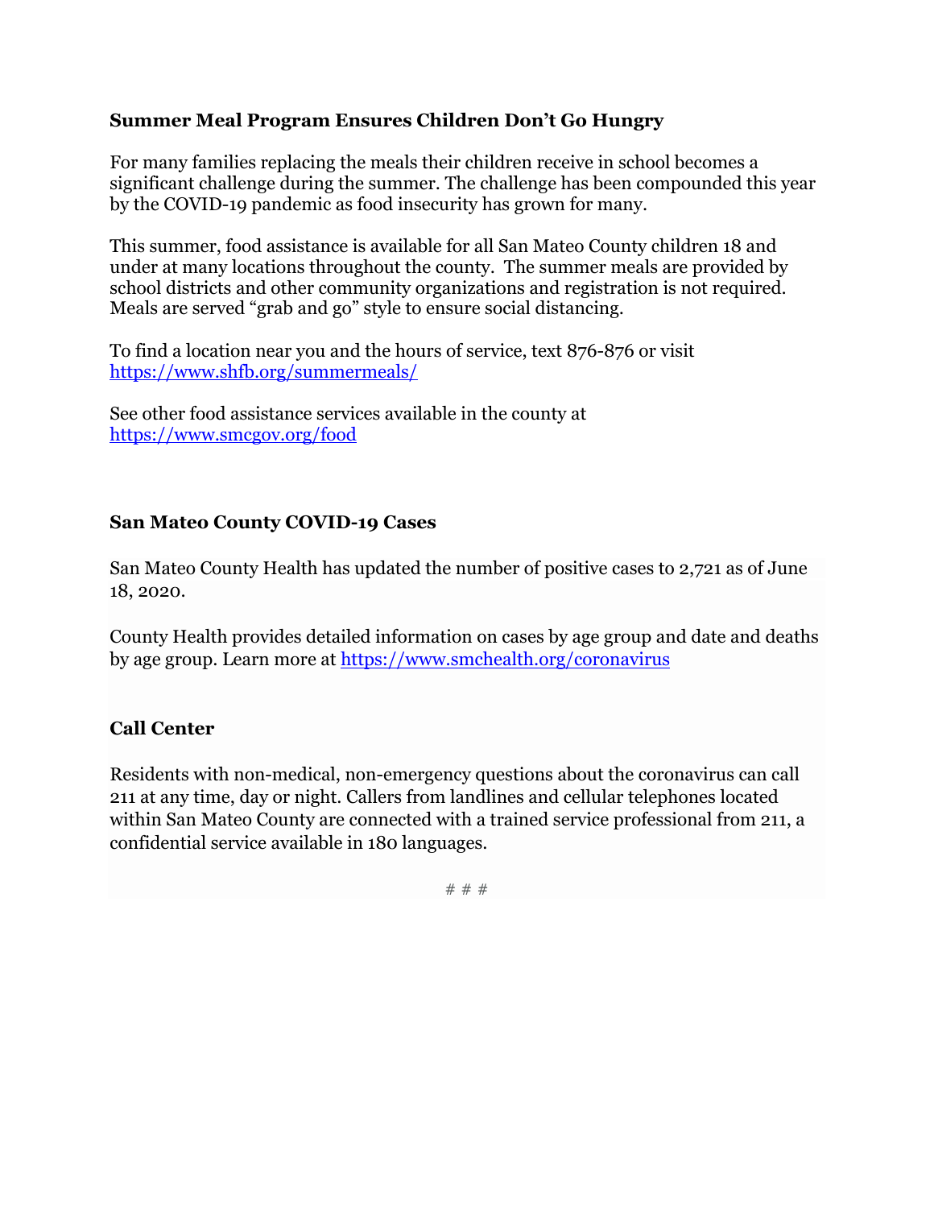**Summer Meal Program Ensures Children Don't Go Hungry**

For many families replacing the meals their children receive in school becomes a significant challenge during the summer. The challenge has been compounded this year by the COVID-19 pandemic as food insecurity has grown for many.

This summer, food assistance is available for all San Mateo County children 18 and under at many locations throughout the county. The summer meals are provided by school districts and other community organizations and registration is not required. Meals are served "grab and go" style to ensure social distancing.

To find a location near you and the hours of service, text 876-876 or visit https://www.shfb.org/summermeals/

See other food assistance services available in the county at https://www.smcgov.org/food

**San Mateo County COVID-19 Cases**

San Mateo County Health has updated the number of positive cases to 2,721 as of June 18, 2020.

County Health provides detailed information on cases by age group and date and deaths by age group. Learn more at https://www.smchealth.org/coronavirus

**Call Center**

Residents with non-medical, non-emergency questions about the coronavirus can call 211 at any time, day or night. Callers from landlines and cellular telephones located within San Mateo County are connected with a trained service professional from 211, a confidential service available in 180 languages.

# # #